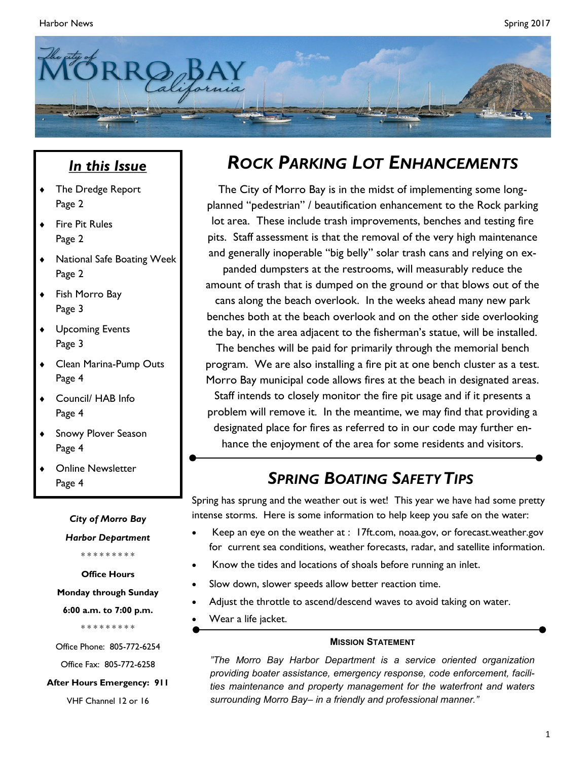# The City of Morro Bay California

## *In this Issue*

- The Dredge Report Page 2
- Fire Pit Rules Page 2
- National Safe Boating Week Page 2
- Fish Morro Bay Page 3
- Upcoming Events Page 3
- Clean Marina-Pump Outs Page 4
- Council/ HAB Info Page 4
- Snowy Plover Season Page 4
- Online Newsletter Page 4

***City of Morro Bay***

***Harbor Department***

\* \* \* \* \* \* \* \* \*

**Office Hours**

**Monday through Sunday**

**6:00 a.m. to 7:00 p.m.**

\* \* \* \* \* \* \* \* \*

Office Phone: 805-772-6254

Office Fax: 805-772-6258

**After Hours Emergency: 911**

VHF Channel 12 or 16

## *ROCK PARKING LOT ENHANCEMENTS*

The City of Morro Bay is in the midst of implementing some long-planned "pedestrian" / beautification enhancement to the Rock parking lot area. These include trash improvements, benches and testing fire pits. Staff assessment is that the removal of the very high maintenance and generally inoperable "big belly" solar trash cans and relying on expanded dumpsters at the restrooms, will measurably reduce the amount of trash that is dumped on the ground or that blows out of the cans along the beach overlook. In the weeks ahead many new park benches both at the beach overlook and on the other side overlooking the bay, in the area adjacent to the fisherman's statue, will be installed. The benches will be paid for primarily through the memorial bench program. We are also installing a fire pit at one bench cluster as a test. Morro Bay municipal code allows fires at the beach in designated areas. Staff intends to closely monitor the fire pit usage and if it presents a problem will remove it. In the meantime, we may find that providing a designated place for fires as referred to in our code may further enhance the enjoyment of the area for some residents and visitors.

## *SPRING BOATING SAFETY TIPS*

Spring has sprung and the weather out is wet! This year we have had some pretty intense storms. Here is some information to help keep you safe on the water:

- Keep an eye on the weather at : 17ft.com, noaa.gov, or forecast.weather.gov for current sea conditions, weather forecasts, radar, and satellite information.
- Know the tides and locations of shoals before running an inlet.
- Slow down, slower speeds allow better reaction time.
- Adjust the throttle to ascend/descend waves to avoid taking on water.
- Wear a life jacket.

**MISSION STATEMENT**

*"The Morro Bay Harbor Department is a service oriented organization providing boater assistance, emergency response, code enforcement, facilities maintenance and property management for the waterfront and waters surrounding Morro Bay– in a friendly and professional manner."*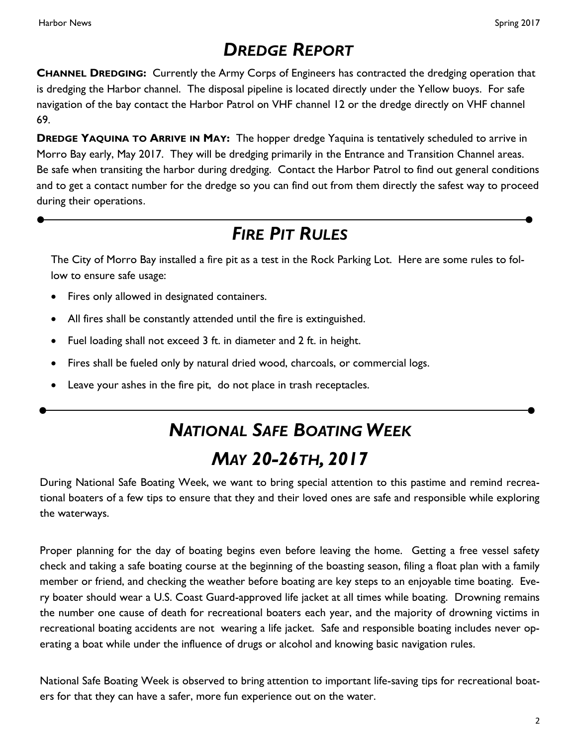# *DREDGE REPORT*

**CHANNEL DREDGING:** Currently the Army Corps of Engineers has contracted the dredging operation that is dredging the Harbor channel. The disposal pipeline is located directly under the Yellow buoys. For safe navigation of the bay contact the Harbor Patrol on VHF channel 12 or the dredge directly on VHF channel 69.

**DREDGE YAQUINA TO ARRIVE IN MAY:** The hopper dredge Yaquina is tentatively scheduled to arrive in Morro Bay early, May 2017. They will be dredging primarily in the Entrance and Transition Channel areas. Be safe when transiting the harbor during dredging. Contact the Harbor Patrol to find out general conditions and to get a contact number for the dredge so you can find out from them directly the safest way to proceed during their operations.

---

# *FIRE PIT RULES*

The City of Morro Bay installed a fire pit as a test in the Rock Parking Lot. Here are some rules to follow to ensure safe usage:

- Fires only allowed in designated containers.
- All fires shall be constantly attended until the fire is extinguished.
- Fuel loading shall not exceed 3 ft. in diameter and 2 ft. in height.
- Fires shall be fueled only by natural dried wood, charcoals, or commercial logs.
- Leave your ashes in the fire pit, do not place in trash receptacles.

---

# *NATIONAL SAFE BOATING WEEK*

# *MAY 20-26TH, 2017*

During National Safe Boating Week, we want to bring special attention to this pastime and remind recreational boaters of a few tips to ensure that they and their loved ones are safe and responsible while exploring the waterways.

Proper planning for the day of boating begins even before leaving the home. Getting a free vessel safety check and taking a safe boating course at the beginning of the boasting season, filing a float plan with a family member or friend, and checking the weather before boating are key steps to an enjoyable time boating. Every boater should wear a U.S. Coast Guard-approved life jacket at all times while boating. Drowning remains the number one cause of death for recreational boaters each year, and the majority of drowning victims in recreational boating accidents are not wearing a life jacket. Safe and responsible boating includes never operating a boat while under the influence of drugs or alcohol and knowing basic navigation rules.

National Safe Boating Week is observed to bring attention to important life-saving tips for recreational boaters for that they can have a safer, more fun experience out on the water.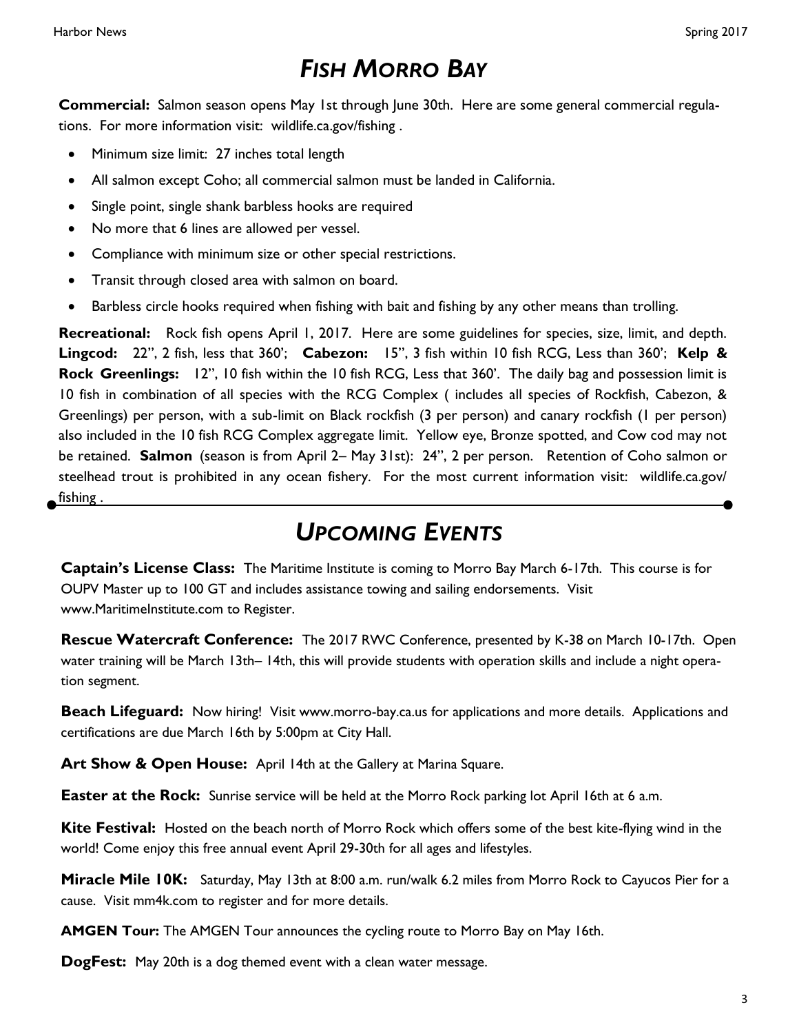# *FISH MORRO BAY*

**Commercial:** Salmon season opens May 1st through June 30th. Here are some general commercial regulations. For more information visit: wildlife.ca.gov/fishing .

- Minimum size limit: 27 inches total length
- All salmon except Coho; all commercial salmon must be landed in California.
- Single point, single shank barbless hooks are required
- No more that 6 lines are allowed per vessel.
- Compliance with minimum size or other special restrictions.
- Transit through closed area with salmon on board.
- Barbless circle hooks required when fishing with bait and fishing by any other means than trolling.

**Recreational:** Rock fish opens April 1, 2017. Here are some guidelines for species, size, limit, and depth. **Lingcod:** 22", 2 fish, less that 360'; **Cabezon:** 15", 3 fish within 10 fish RCG, Less than 360'; **Kelp & Rock Greenlings:** 12", 10 fish within the 10 fish RCG, Less that 360'. The daily bag and possession limit is 10 fish in combination of all species with the RCG Complex ( includes all species of Rockfish, Cabezon, & Greenlings) per person, with a sub-limit on Black rockfish (3 per person) and canary rockfish (1 per person) also included in the 10 fish RCG Complex aggregate limit. Yellow eye, Bronze spotted, and Cow cod may not be retained. **Salmon** (season is from April 2– May 31st): 24", 2 per person. Retention of Coho salmon or steelhead trout is prohibited in any ocean fishery. For the most current information visit: wildlife.ca.gov/fishing .

# *UPCOMING EVENTS*

**Captain's License Class:** The Maritime Institute is coming to Morro Bay March 6-17th. This course is for OUPV Master up to 100 GT and includes assistance towing and sailing endorsements. Visit www.MaritimeInstitute.com to Register.

**Rescue Watercraft Conference:** The 2017 RWC Conference, presented by K-38 on March 10-17th. Open water training will be March 13th– 14th, this will provide students with operation skills and include a night operation segment.

**Beach Lifeguard:** Now hiring! Visit www.morro-bay.ca.us for applications and more details. Applications and certifications are due March 16th by 5:00pm at City Hall.

**Art Show & Open House:** April 14th at the Gallery at Marina Square.

**Easter at the Rock:** Sunrise service will be held at the Morro Rock parking lot April 16th at 6 a.m.

**Kite Festival:** Hosted on the beach north of Morro Rock which offers some of the best kite-flying wind in the world! Come enjoy this free annual event April 29-30th for all ages and lifestyles.

**Miracle Mile 10K:** Saturday, May 13th at 8:00 a.m. run/walk 6.2 miles from Morro Rock to Cayucos Pier for a cause. Visit mm4k.com to register and for more details.

**AMGEN Tour:** The AMGEN Tour announces the cycling route to Morro Bay on May 16th.

**DogFest:** May 20th is a dog themed event with a clean water message.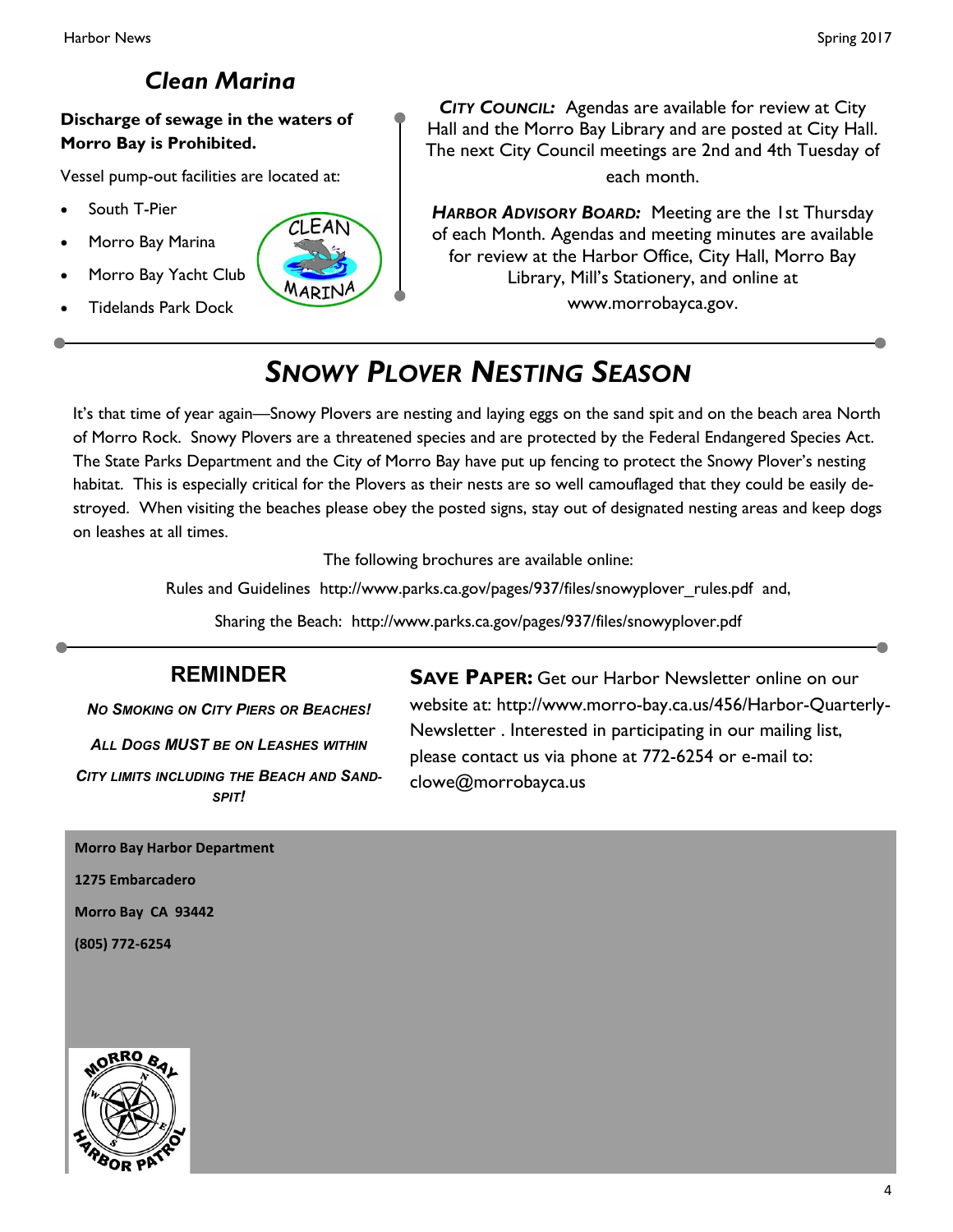## *Clean Marina*

**Discharge of sewage in the waters of Morro Bay is Prohibited.**

Vessel pump-out facilities are located at:

- South T-Pier
- Morro Bay Marina
- Morro Bay Yacht Club
- Tidelands Park Dock

***CITY COUNCIL:*** Agendas are available for review at City Hall and the Morro Bay Library and are posted at City Hall. The next City Council meetings are 2nd and 4th Tuesday of each month.

***HARBOR ADVISORY BOARD:*** Meeting are the 1st Thursday of each Month. Agendas and meeting minutes are available for review at the Harbor Office, City Hall, Morro Bay Library, Mill's Stationery, and online at www.morrobayca.gov.

# *SNOWY PLOVER NESTING SEASON*

It's that time of year again—Snowy Plovers are nesting and laying eggs on the sand spit and on the beach area North of Morro Rock. Snowy Plovers are a threatened species and are protected by the Federal Endangered Species Act. The State Parks Department and the City of Morro Bay have put up fencing to protect the Snowy Plover's nesting habitat. This is especially critical for the Plovers as their nests are so well camouflaged that they could be easily destroyed. When visiting the beaches please obey the posted signs, stay out of designated nesting areas and keep dogs on leashes at all times.

The following brochures are available online:

Rules and Guidelines http://www.parks.ca.gov/pages/937/files/snowyplover_rules.pdf and,

Sharing the Beach: http://www.parks.ca.gov/pages/937/files/snowyplover.pdf

## REMINDER

***NO SMOKING ON CITY PIERS OR BEACHES!***

***ALL DOGS MUST BE ON LEASHES WITHIN CITY LIMITS INCLUDING THE BEACH AND SAND-SPIT!***

**SAVE PAPER:** Get our Harbor Newsletter online on our website at: http://www.morro-bay.ca.us/456/Harbor-Quarterly-Newsletter . Interested in participating in our mailing list, please contact us via phone at 772-6254 or e-mail to: clowe@morrobayca.us

**Morro Bay Harbor Department**

**1275 Embarcadero**

**Morro Bay CA 93442**

**(805) 772-6254**